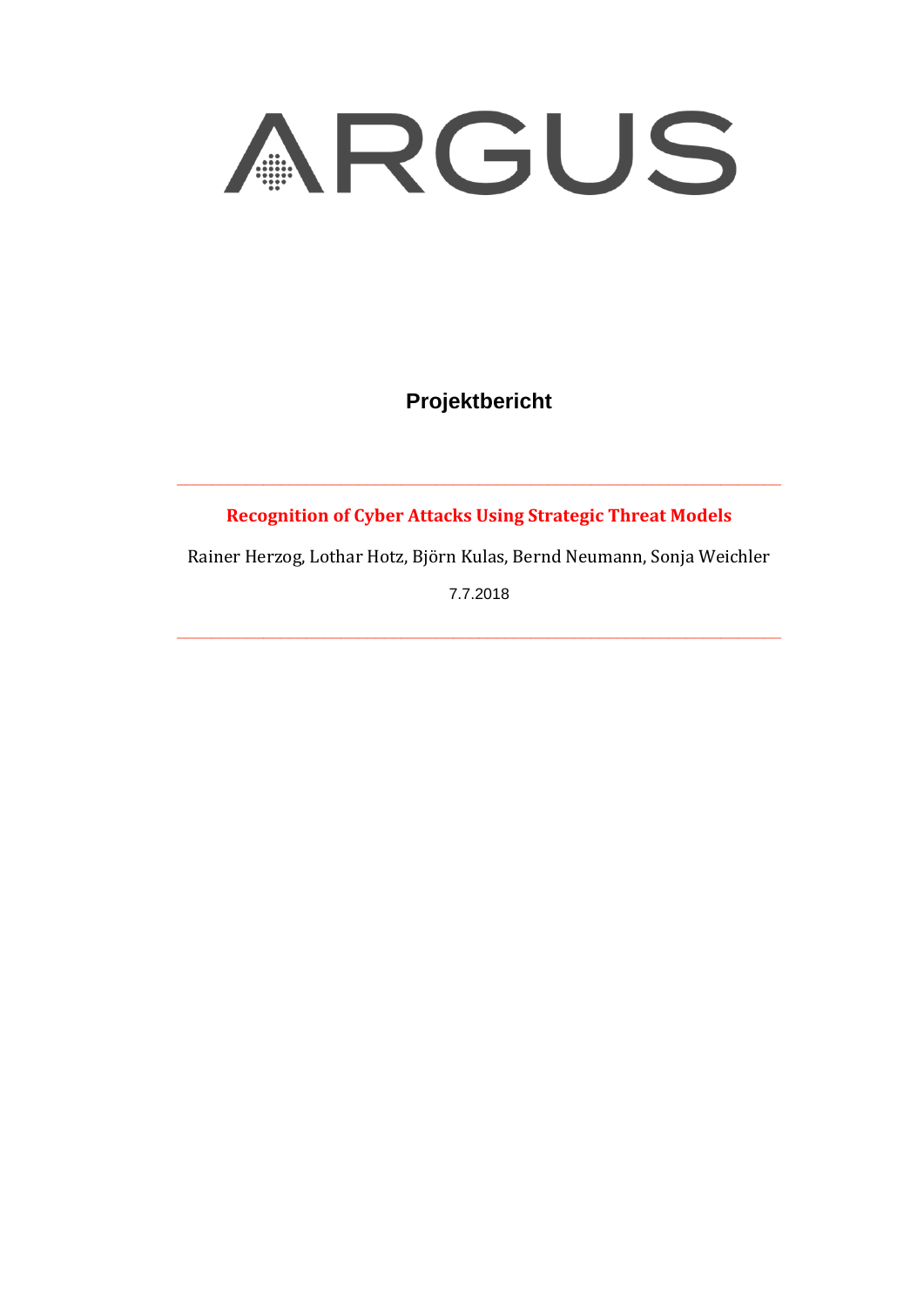ARGUS

**Projektbericht**

---

# Recognition of Cyber Attacks Using Strategic Threat Models

Rainer Herzog, Lothar Hotz, Björn Kulas, Bernd Neumann, Sonja Weichler

7.7.2018

---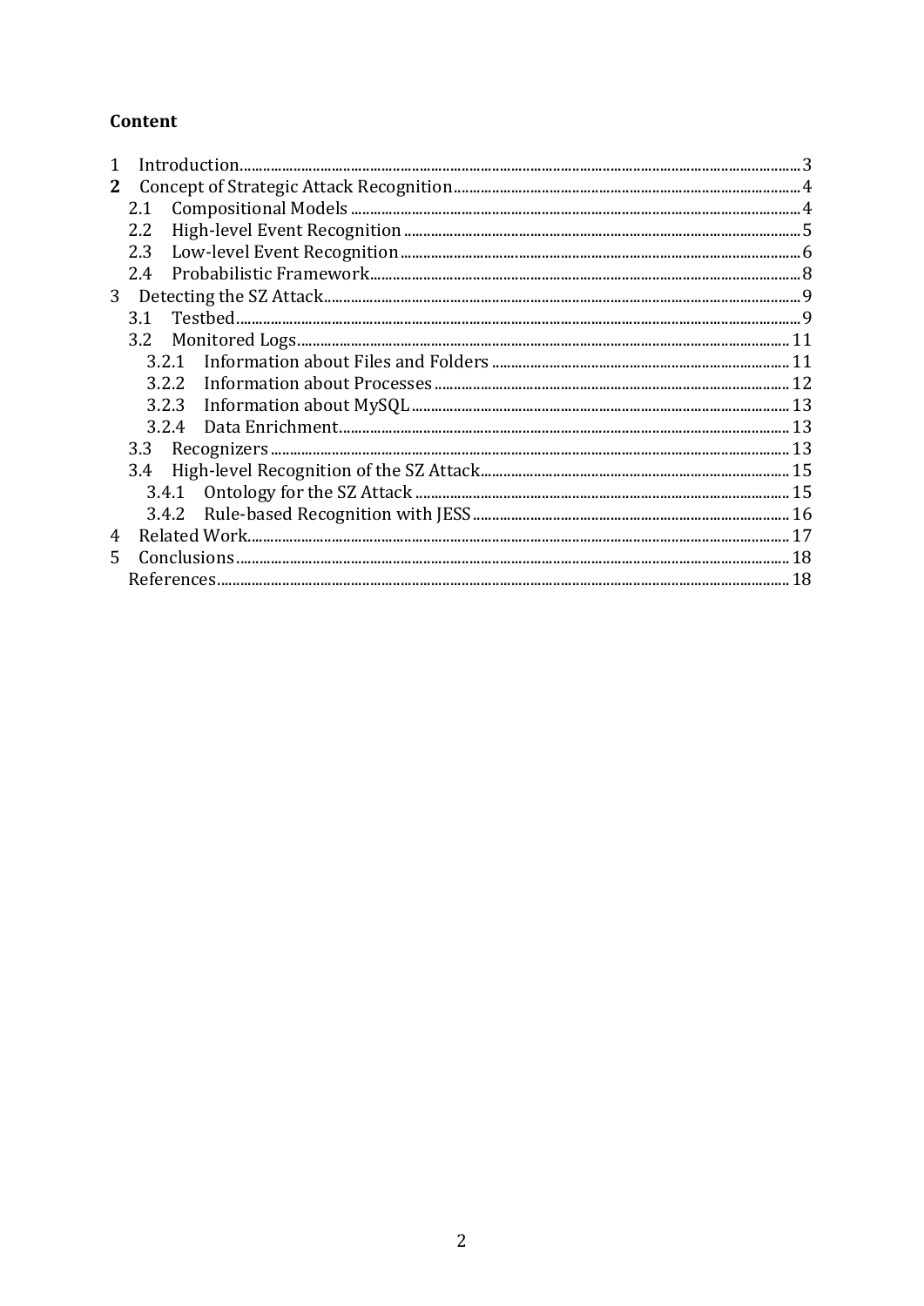**Content**

1 Introduction ... 3
**2** Concept of Strategic Attack Recognition ... 4
  2.1 Compositional Models ... 4
  2.2 High-level Event Recognition ... 5
  2.3 Low-level Event Recognition ... 6
  2.4 Probabilistic Framework ... 8
3 Detecting the SZ Attack ... 9
  3.1 Testbed ... 9
  3.2 Monitored Logs ... 11
    3.2.1 Information about Files and Folders ... 11
    3.2.2 Information about Processes ... 12
    3.2.3 Information about MySQL ... 13
    3.2.4 Data Enrichment ... 13
  3.3 Recognizers ... 13
  3.4 High-level Recognition of the SZ Attack ... 15
    3.4.1 Ontology for the SZ Attack ... 15
    3.4.2 Rule-based Recognition with JESS ... 16
4 Related Work ... 17
5 Conclusions ... 18
  References ... 18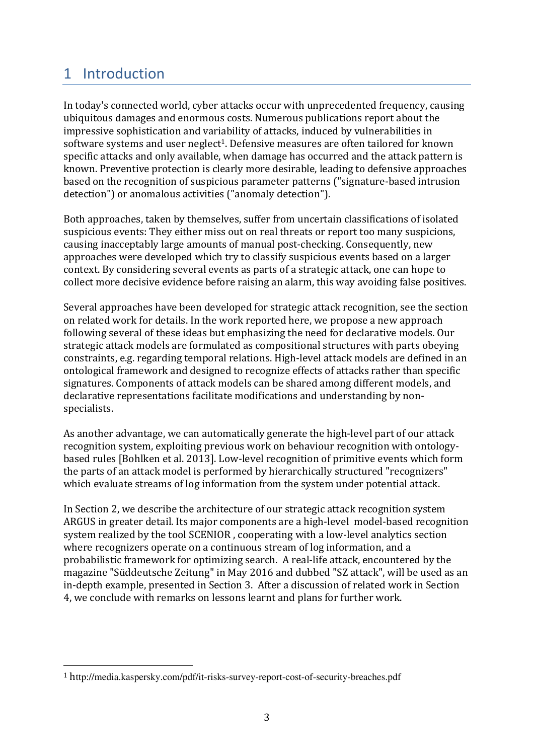# 1 Introduction

In today's connected world, cyber attacks occur with unprecedented frequency, causing ubiquitous damages and enormous costs. Numerous publications report about the impressive sophistication and variability of attacks, induced by vulnerabilities in software systems and user neglect[1]. Defensive measures are often tailored for known specific attacks and only available, when damage has occurred and the attack pattern is known. Preventive protection is clearly more desirable, leading to defensive approaches based on the recognition of suspicious parameter patterns ("signature-based intrusion detection") or anomalous activities ("anomaly detection").

Both approaches, taken by themselves, suffer from uncertain classifications of isolated suspicious events: They either miss out on real threats or report too many suspicions, causing inacceptably large amounts of manual post-checking. Consequently, new approaches were developed which try to classify suspicious events based on a larger context. By considering several events as parts of a strategic attack, one can hope to collect more decisive evidence before raising an alarm, this way avoiding false positives.

Several approaches have been developed for strategic attack recognition, see the section on related work for details. In the work reported here, we propose a new approach following several of these ideas but emphasizing the need for declarative models. Our strategic attack models are formulated as compositional structures with parts obeying constraints, e.g. regarding temporal relations. High-level attack models are defined in an ontological framework and designed to recognize effects of attacks rather than specific signatures. Components of attack models can be shared among different models, and declarative representations facilitate modifications and understanding by non-specialists.

As another advantage, we can automatically generate the high-level part of our attack recognition system, exploiting previous work on behaviour recognition with ontology-based rules [Bohlken et al. 2013]. Low-level recognition of primitive events which form the parts of an attack model is performed by hierarchically structured "recognizers" which evaluate streams of log information from the system under potential attack.

In Section 2, we describe the architecture of our strategic attack recognition system ARGUS in greater detail. Its major components are a high-level model-based recognition system realized by the tool SCENIOR , cooperating with a low-level analytics section where recognizers operate on a continuous stream of log information, and a probabilistic framework for optimizing search. A real-life attack, encountered by the magazine "Süddeutsche Zeitung" in May 2016 and dubbed "SZ attack", will be used as an in-depth example, presented in Section 3. After a discussion of related work in Section 4, we conclude with remarks on lessons learnt and plans for further work.

---

[1] http://media.kaspersky.com/pdf/it-risks-survey-report-cost-of-security-breaches.pdf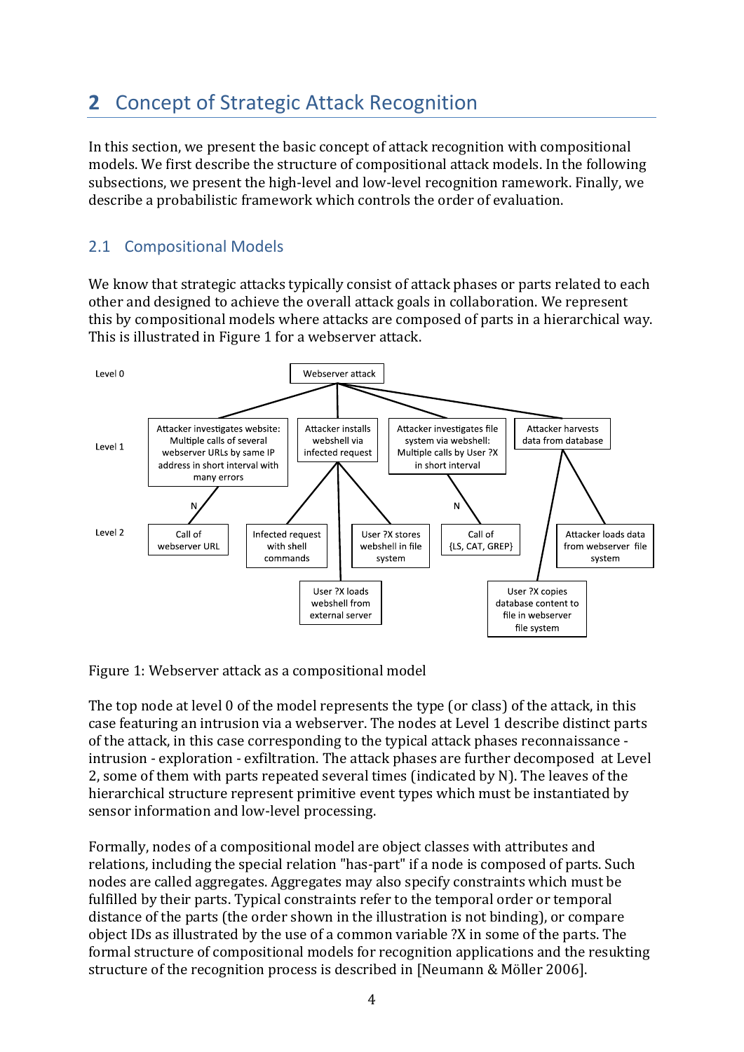## 2 Concept of Strategic Attack Recognition

In this section, we present the basic concept of attack recognition with compositional models. We first describe the structure of compositional attack models. In the following subsections, we present the high-level and low-level recognition ramework. Finally, we describe a probabilistic framework which controls the order of evaluation.

### 2.1 Compositional Models

We know that strategic attacks typically consist of attack phases or parts related to each other and designed to achieve the overall attack goals in collaboration. We represent this by compositional models where attacks are composed of parts in a hierarchical way. This is illustrated in Figure 1 for a webserver attack.

Level 0: Webserver attack

Level 1: Attacker investigates website: Multiple calls of several webserver URLs by same IP address in short interval with many errors | Attacker installs webshell via infected request | Attacker investigates file system via webshell: Multiple calls by User ?X in short interval | Attacker harvests data from database

Level 2: Call of webserver URL (N) | Infected request with shell commands | User ?X loads webshell from external server | User ?X stores webshell in file system | Call of {LS, CAT, GREP} (N) | User ?X copies database content to file in webserver file system | Attacker loads data from webserver file system

Figure 1: Webserver attack as a compositional model

The top node at level 0 of the model represents the type (or class) of the attack, in this case featuring an intrusion via a webserver. The nodes at Level 1 describe distinct parts of the attack, in this case corresponding to the typical attack phases reconnaissance - intrusion - exploration - exfiltration. The attack phases are further decomposed at Level 2, some of them with parts repeated several times (indicated by N). The leaves of the hierarchical structure represent primitive event types which must be instantiated by sensor information and low-level processing.

Formally, nodes of a compositional model are object classes with attributes and relations, including the special relation "has-part" if a node is composed of parts. Such nodes are called aggregates. Aggregates may also specify constraints which must be fulfilled by their parts. Typical constraints refer to the temporal order or temporal distance of the parts (the order shown in the illustration is not binding), or compare object IDs as illustrated by the use of a common variable ?X in some of the parts. The formal structure of compositional models for recognition applications and the resukting structure of the recognition process is described in [Neumann & Möller 2006].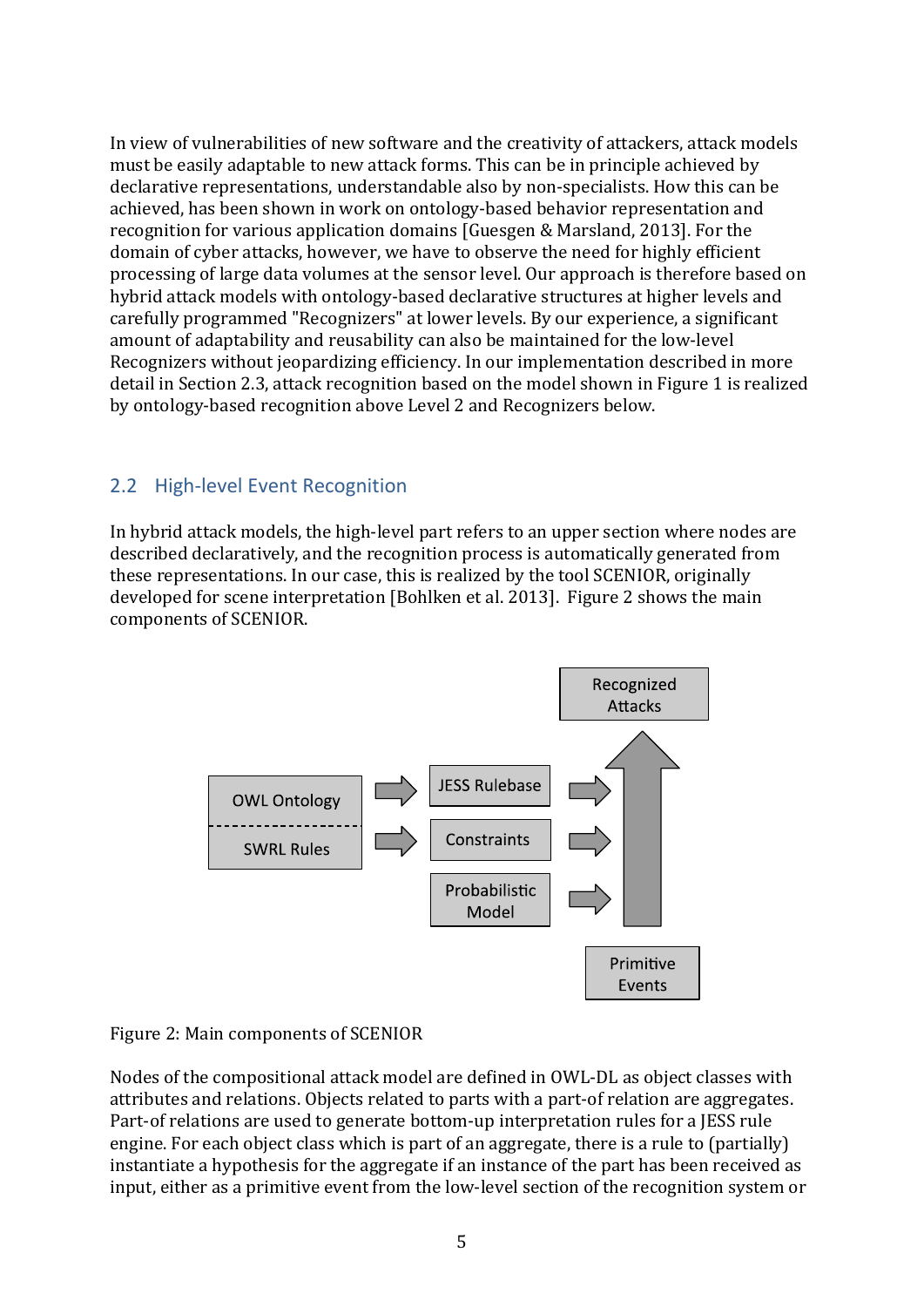In view of vulnerabilities of new software and the creativity of attackers, attack models must be easily adaptable to new attack forms. This can be in principle achieved by declarative representations, understandable also by non-specialists. How this can be achieved, has been shown in work on ontology-based behavior representation and recognition for various application domains [Guesgen & Marsland, 2013]. For the domain of cyber attacks, however, we have to observe the need for highly efficient processing of large data volumes at the sensor level. Our approach is therefore based on hybrid attack models with ontology-based declarative structures at higher levels and carefully programmed "Recognizers" at lower levels. By our experience, a significant amount of adaptability and reusability can also be maintained for the low-level Recognizers without jeopardizing efficiency. In our implementation described in more detail in Section 2.3, attack recognition based on the model shown in Figure 1 is realized by ontology-based recognition above Level 2 and Recognizers below.

## 2.2 High-level Event Recognition

In hybrid attack models, the high-level part refers to an upper section where nodes are described declaratively, and the recognition process is automatically generated from these representations. In our case, this is realized by the tool SCENIOR, originally developed for scene interpretation [Bohlken et al. 2013]. Figure 2 shows the main components of SCENIOR.

Figure 2: Main components of SCENIOR

Nodes of the compositional attack model are defined in OWL-DL as object classes with attributes and relations. Objects related to parts with a part-of relation are aggregates. Part-of relations are used to generate bottom-up interpretation rules for a JESS rule engine. For each object class which is part of an aggregate, there is a rule to (partially) instantiate a hypothesis for the aggregate if an instance of the part has been received as input, either as a primitive event from the low-level section of the recognition system or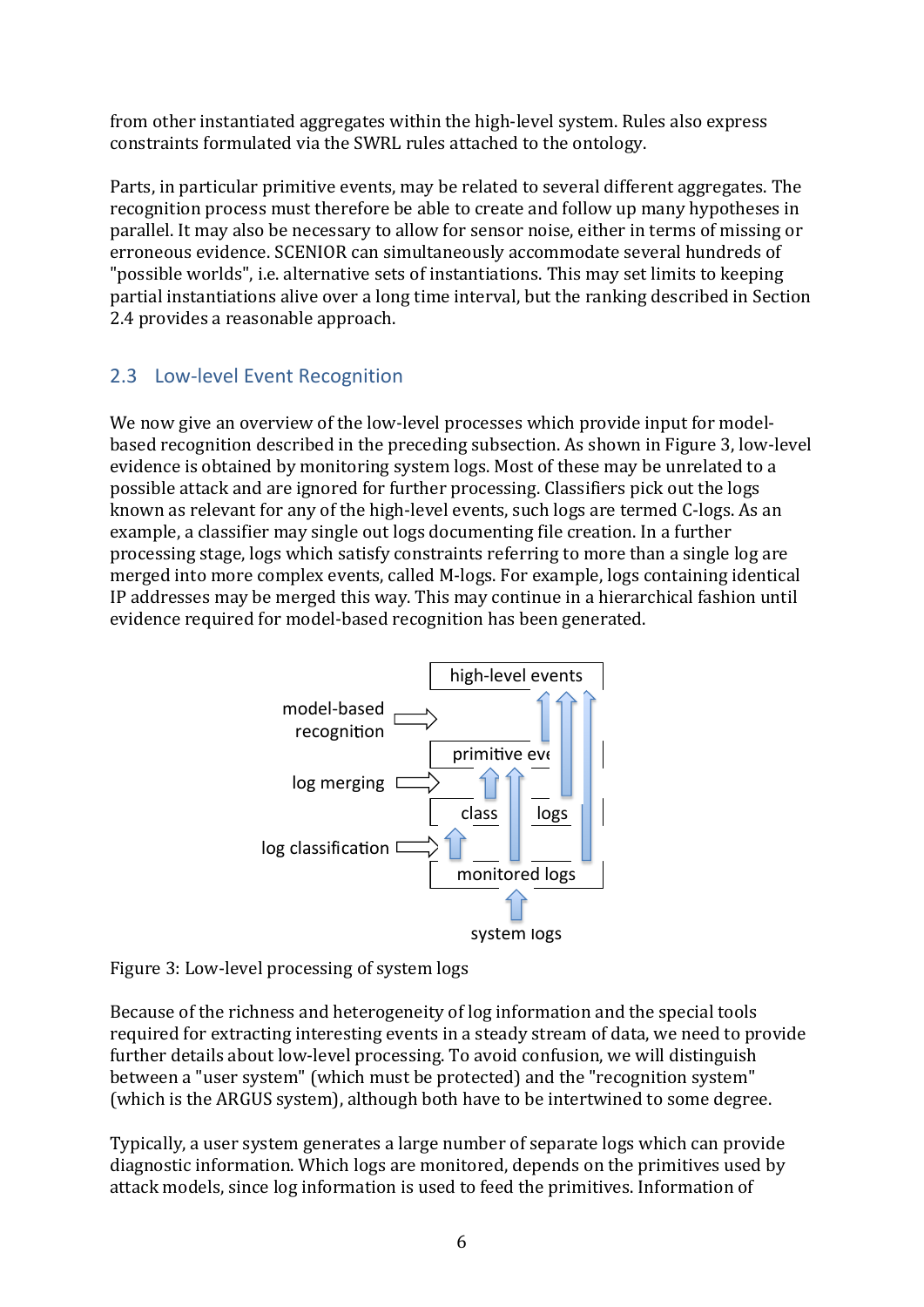from other instantiated aggregates within the high-level system. Rules also express constraints formulated via the SWRL rules attached to the ontology.

Parts, in particular primitive events, may be related to several different aggregates. The recognition process must therefore be able to create and follow up many hypotheses in parallel. It may also be necessary to allow for sensor noise, either in terms of missing or erroneous evidence. SCENIOR can simultaneously accommodate several hundreds of "possible worlds", i.e. alternative sets of instantiations. This may set limits to keeping partial instantiations alive over a long time interval, but the ranking described in Section 2.4 provides a reasonable approach.

## 2.3 Low-level Event Recognition

We now give an overview of the low-level processes which provide input for model-based recognition described in the preceding subsection. As shown in Figure 3, low-level evidence is obtained by monitoring system logs. Most of these may be unrelated to a possible attack and are ignored for further processing. Classifiers pick out the logs known as relevant for any of the high-level events, such logs are termed C-logs. As an example, a classifier may single out logs documenting file creation. In a further processing stage, logs which satisfy constraints referring to more than a single log are merged into more complex events, called M-logs. For example, logs containing identical IP addresses may be merged this way. This may continue in a hierarchical fashion until evidence required for model-based recognition has been generated.

model-based recognition | high-level events
log merging | primitive events
log classification | classified logs
monitored logs
system logs

Figure 3: Low-level processing of system logs

Because of the richness and heterogeneity of log information and the special tools required for extracting interesting events in a steady stream of data, we need to provide further details about low-level processing. To avoid confusion, we will distinguish between a "user system" (which must be protected) and the "recognition system" (which is the ARGUS system), although both have to be intertwined to some degree.

Typically, a user system generates a large number of separate logs which can provide diagnostic information. Which logs are monitored, depends on the primitives used by attack models, since log information is used to feed the primitives. Information of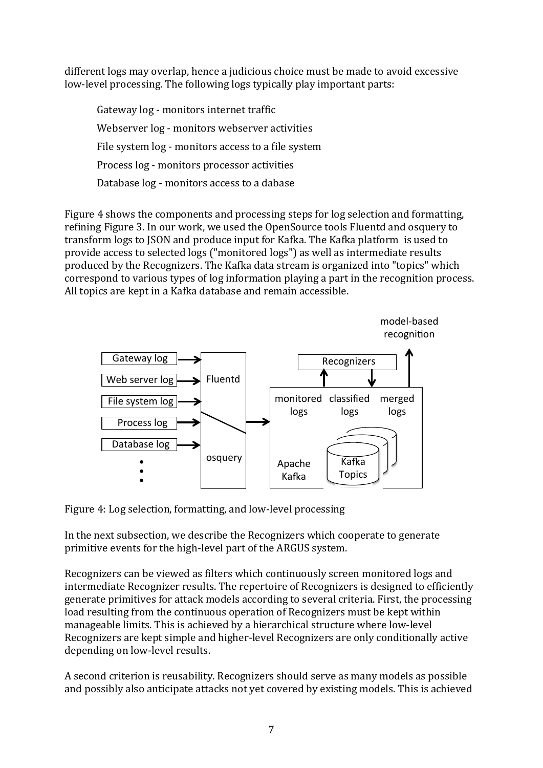different logs may overlap, hence a judicious choice must be made to avoid excessive low-level processing. The following logs typically play important parts:

Gateway log - monitors internet traffic

Webserver log - monitors webserver activities

File system log - monitors access to a file system

Process log - monitors processor activities

Database log - monitors access to a dabase

Figure 4 shows the components and processing steps for log selection and formatting, refining Figure 3. In our work, we used the OpenSource tools Fluentd and osquery to transform logs to JSON and produce input for Kafka. The Kafka platform is used to provide access to selected logs ("monitored logs") as well as intermediate results produced by the Recognizers. The Kafka data stream is organized into "topics" which correspond to various types of log information playing a part in the recognition process. All topics are kept in a Kafka database and remain accessible.

Figure 4: Log selection, formatting, and low-level processing

In the next subsection, we describe the Recognizers which cooperate to generate primitive events for the high-level part of the ARGUS system.

Recognizers can be viewed as filters which continuously screen monitored logs and intermediate Recognizer results. The repertoire of Recognizers is designed to efficiently generate primitives for attack models according to several criteria. First, the processing load resulting from the continuous operation of Recognizers must be kept within manageable limits. This is achieved by a hierarchical structure where low-level Recognizers are kept simple and higher-level Recognizers are only conditionally active depending on low-level results.

A second criterion is reusability. Recognizers should serve as many models as possible and possibly also anticipate attacks not yet covered by existing models. This is achieved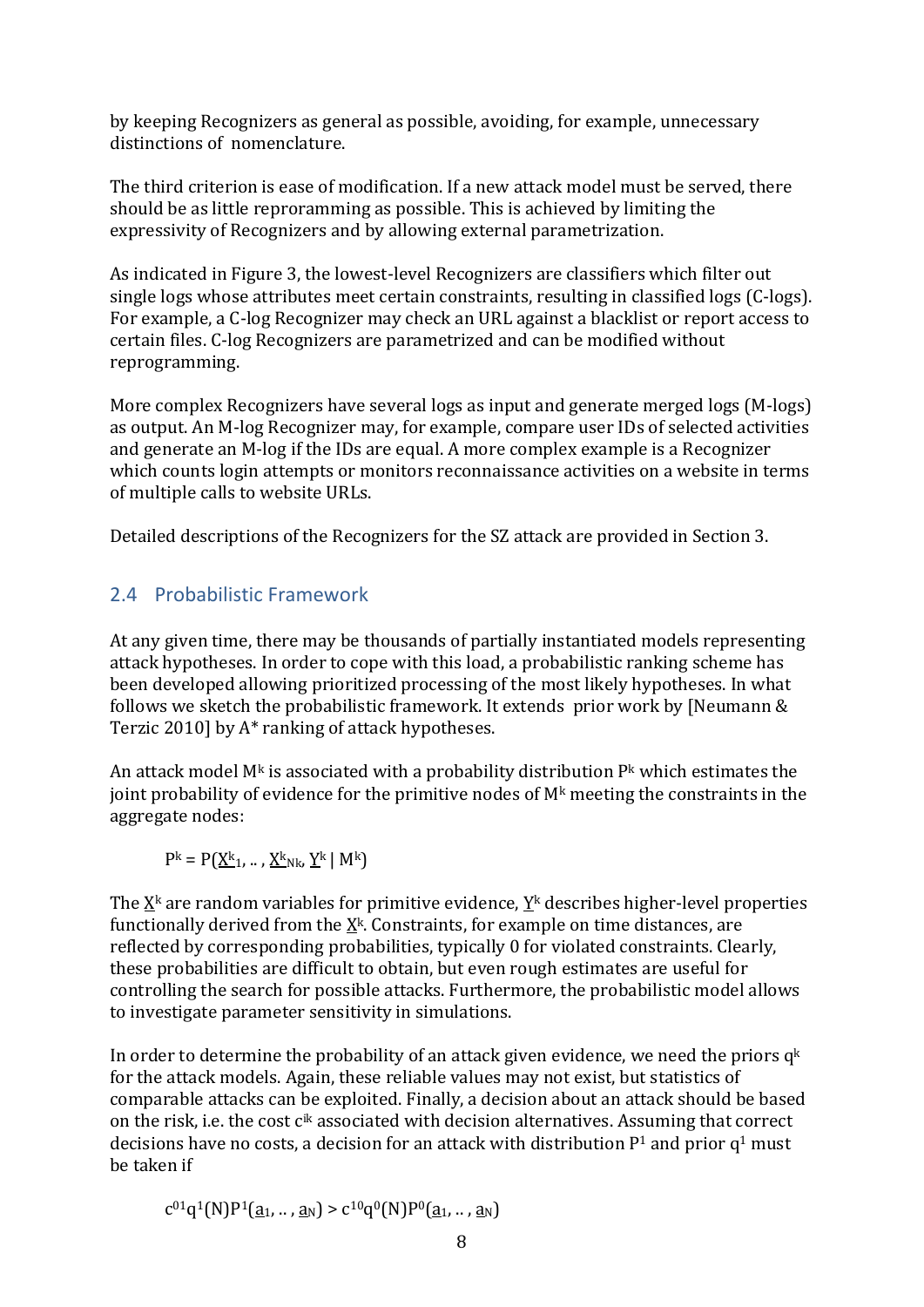by keeping Recognizers as general as possible, avoiding, for example, unnecessary distinctions of nomenclature.

The third criterion is ease of modification. If a new attack model must be served, there should be as little reproraming as possible. This is achieved by limiting the expressivity of Recognizers and by allowing external parametrization.

As indicated in Figure 3, the lowest-level Recognizers are classifiers which filter out single logs whose attributes meet certain constraints, resulting in classified logs (C-logs). For example, a C-log Recognizer may check an URL against a blacklist or report access to certain files. C-log Recognizers are parametrized and can be modified without reprogramming.

More complex Recognizers have several logs as input and generate merged logs (M-logs) as output. An M-log Recognizer may, for example, compare user IDs of selected activities and generate an M-log if the IDs are equal. A more complex example is a Recognizer which counts login attempts or monitors reconnaissance activities on a website in terms of multiple calls to website URLs.

Detailed descriptions of the Recognizers for the SZ attack are provided in Section 3.

## 2.4 Probabilistic Framework

At any given time, there may be thousands of partially instantiated models representing attack hypotheses. In order to cope with this load, a probabilistic ranking scheme has been developed allowing prioritized processing of the most likely hypotheses. In what follows we sketch the probabilistic framework. It extends prior work by [Neumann & Terzic 2010] by A* ranking of attack hypotheses.

An attack model $M^k$ is associated with a probability distribution $P^k$ which estimates the joint probability of evidence for the primitive nodes of $M^k$ meeting the constraints in the aggregate nodes:

$$P^k = P(\underline{X}^k_1, .. , \underline{X}^k_{Nk}, \underline{Y}^k \mid M^k)$$

The $\underline{X}^k$ are random variables for primitive evidence, $\underline{Y}^k$ describes higher-level properties functionally derived from the $\underline{X}^k$. Constraints, for example on time distances, are reflected by corresponding probabilities, typically 0 for violated constraints. Clearly, these probabilities are difficult to obtain, but even rough estimates are useful for controlling the search for possible attacks. Furthermore, the probabilistic model allows to investigate parameter sensitivity in simulations.

In order to determine the probability of an attack given evidence, we need the priors $q^k$ for the attack models. Again, these reliable values may not exist, but statistics of comparable attacks can be exploited. Finally, a decision about an attack should be based on the risk, i.e. the cost $c^{ik}$ associated with decision alternatives. Assuming that correct decisions have no costs, a decision for an attack with distribution $P^1$ and prior $q^1$ must be taken if

$$c^{01}q^1(N)P^1(\underline{a}_1, .. , \underline{a}_N) > c^{10}q^0(N)P^0(\underline{a}_1, .. , \underline{a}_N)$$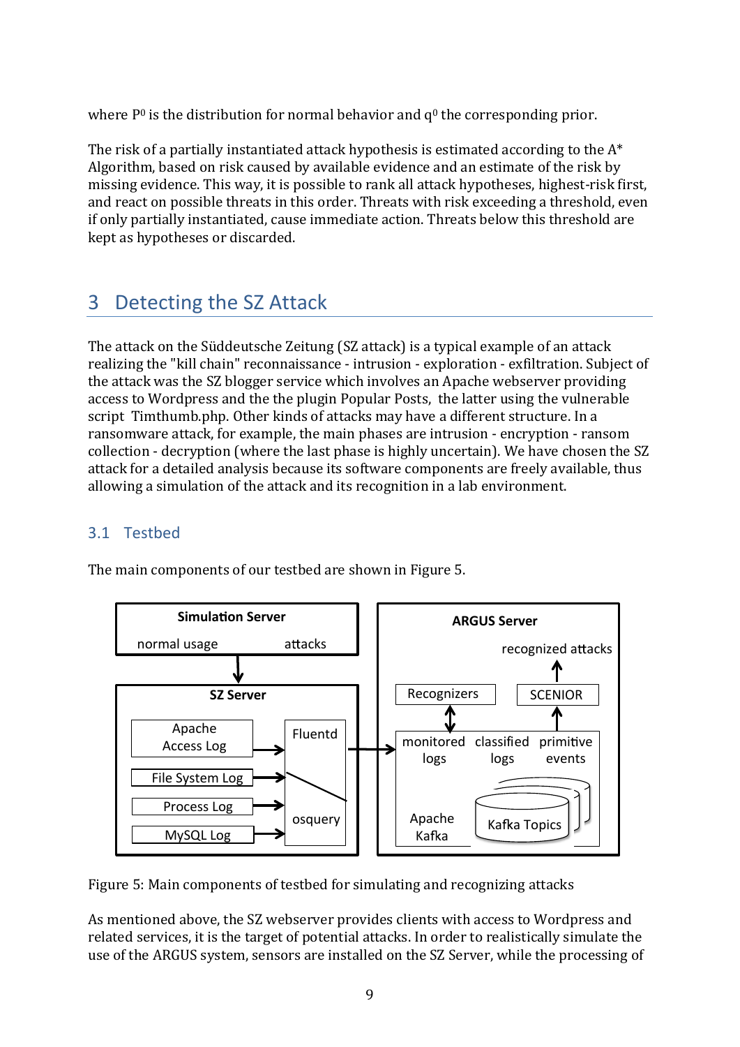where $P^0$ is the distribution for normal behavior and $q^0$ the corresponding prior.

The risk of a partially instantiated attack hypothesis is estimated according to the A* Algorithm, based on risk caused by available evidence and an estimate of the risk by missing evidence. This way, it is possible to rank all attack hypotheses, highest-risk first, and react on possible threats in this order. Threats with risk exceeding a threshold, even if only partially instantiated, cause immediate action. Threats below this threshold are kept as hypotheses or discarded.

# 3 Detecting the SZ Attack

The attack on the Süddeutsche Zeitung (SZ attack) is a typical example of an attack realizing the "kill chain" reconnaissance - intrusion - exploration - exfiltration. Subject of the attack was the SZ blogger service which involves an Apache webserver providing access to Wordpress and the the plugin Popular Posts, the latter using the vulnerable script Timthumb.php. Other kinds of attacks may have a different structure. In a ransomware attack, for example, the main phases are intrusion - encryption - ransom collection - decryption (where the last phase is highly uncertain). We have chosen the SZ attack for a detailed analysis because its software components are freely available, thus allowing a simulation of the attack and its recognition in a lab environment.

## 3.1 Testbed

The main components of our testbed are shown in Figure 5.

Simulation Server: normal usage, attacks → SZ Server: Apache Access Log, File System Log, Process Log, MySQL Log → Fluentd / osquery → ARGUS Server: Apache Kafka (monitored logs, classified logs, primitive events; Kafka Topics), Recognizers, SCENIOR → recognized attacks

Figure 5: Main components of testbed for simulating and recognizing attacks

As mentioned above, the SZ webserver provides clients with access to Wordpress and related services, it is the target of potential attacks. In order to realistically simulate the use of the ARGUS system, sensors are installed on the SZ Server, while the processing of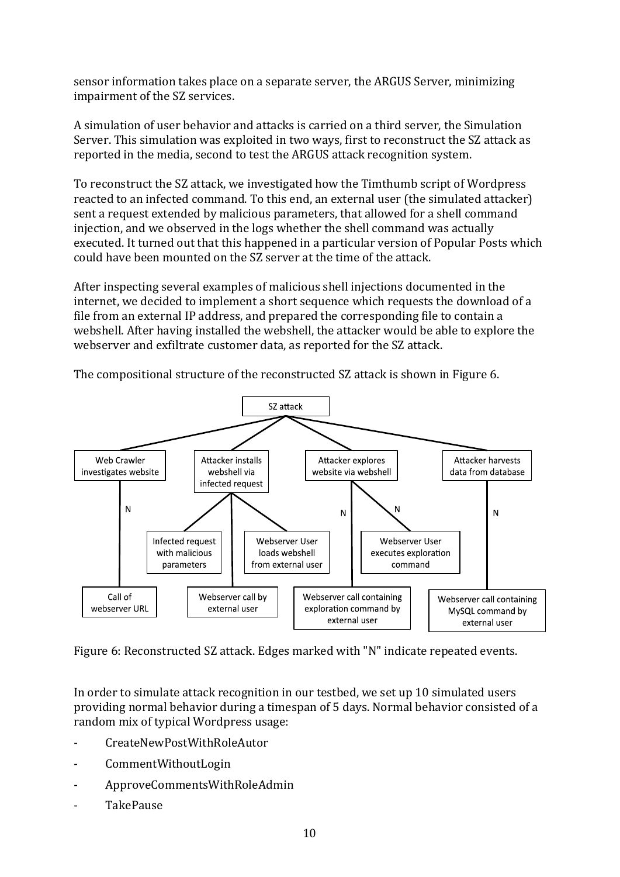sensor information takes place on a separate server, the ARGUS Server, minimizing impairment of the SZ services.

A simulation of user behavior and attacks is carried on a third server, the Simulation Server. This simulation was exploited in two ways, first to reconstruct the SZ attack as reported in the media, second to test the ARGUS attack recognition system.

To reconstruct the SZ attack, we investigated how the Timthumb script of Wordpress reacted to an infected command. To this end, an external user (the simulated attacker) sent a request extended by malicious parameters, that allowed for a shell command injection, and we observed in the logs whether the shell command was actually executed. It turned out that this happened in a particular version of Popular Posts which could have been mounted on the SZ server at the time of the attack.

After inspecting several examples of malicious shell injections documented in the internet, we decided to implement a short sequence which requests the download of a file from an external IP address, and prepared the corresponding file to contain a webshell. After having installed the webshell, the attacker would be able to explore the webserver and exfiltrate customer data, as reported for the SZ attack.

The compositional structure of the reconstructed SZ attack is shown in Figure 6.

Figure 6: Reconstructed SZ attack. Edges marked with "N" indicate repeated events.

In order to simulate attack recognition in our testbed, we set up 10 simulated users providing normal behavior during a timespan of 5 days. Normal behavior consisted of a random mix of typical Wordpress usage:

- CreateNewPostWithRoleAutor
- CommentWithoutLogin
- ApproveCommentsWithRoleAdmin
- TakePause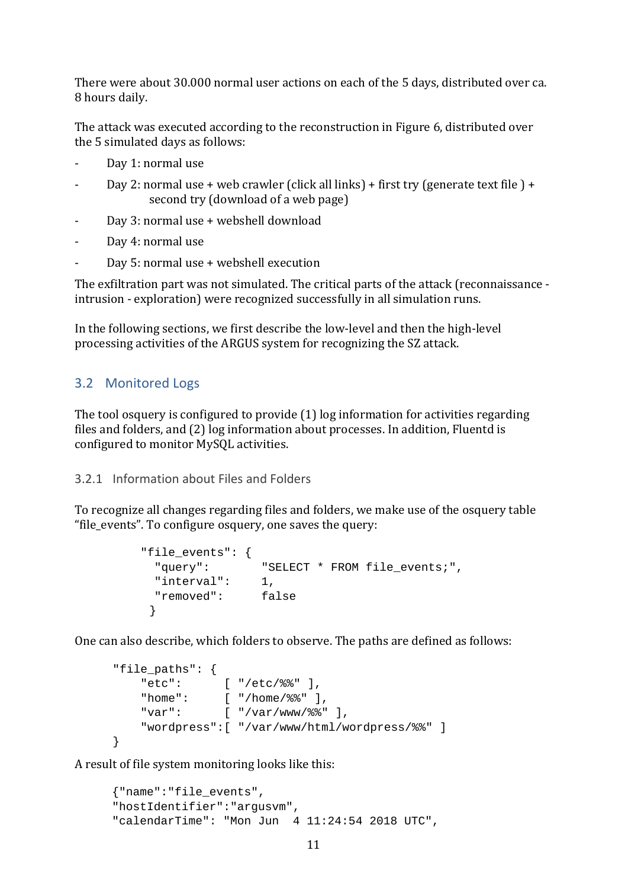There were about 30.000 normal user actions on each of the 5 days, distributed over ca. 8 hours daily.

The attack was executed according to the reconstruction in Figure 6, distributed over the 5 simulated days as follows:

- Day 1: normal use
- Day 2: normal use + web crawler (click all links) + first try (generate text file ) + second try (download of a web page)
- Day 3: normal use + webshell download
- Day 4: normal use
- Day 5: normal use + webshell execution

The exfiltration part was not simulated. The critical parts of the attack (reconnaissance - intrusion - exploration) were recognized successfully in all simulation runs.

In the following sections, we first describe the low-level and then the high-level processing activities of the ARGUS system for recognizing the SZ attack.

## 3.2 Monitored Logs

The tool osquery is configured to provide (1) log information for activities regarding files and folders, and (2) log information about processes. In addition, Fluentd is configured to monitor MySQL activities.

### 3.2.1 Information about Files and Folders

To recognize all changes regarding files and folders, we make use of the osquery table "file_events". To configure osquery, one saves the query:

```
"file_events": {
  "query":       "SELECT * FROM file_events;",
  "interval":    1,
  "removed":     false
 }
```

One can also describe, which folders to observe. The paths are defined as follows:

```
"file_paths": {
    "etc":      [ "/etc/%%" ],
    "home":     [ "/home/%%" ],
    "var":      [ "/var/www/%%" ],
    "wordpress":[ "/var/www/html/wordpress/%%" ]
}
```

A result of file system monitoring looks like this:

```
{"name":"file_events",
"hostIdentifier":"argusvm",
"calendarTime": "Mon Jun  4 11:24:54 2018 UTC",
```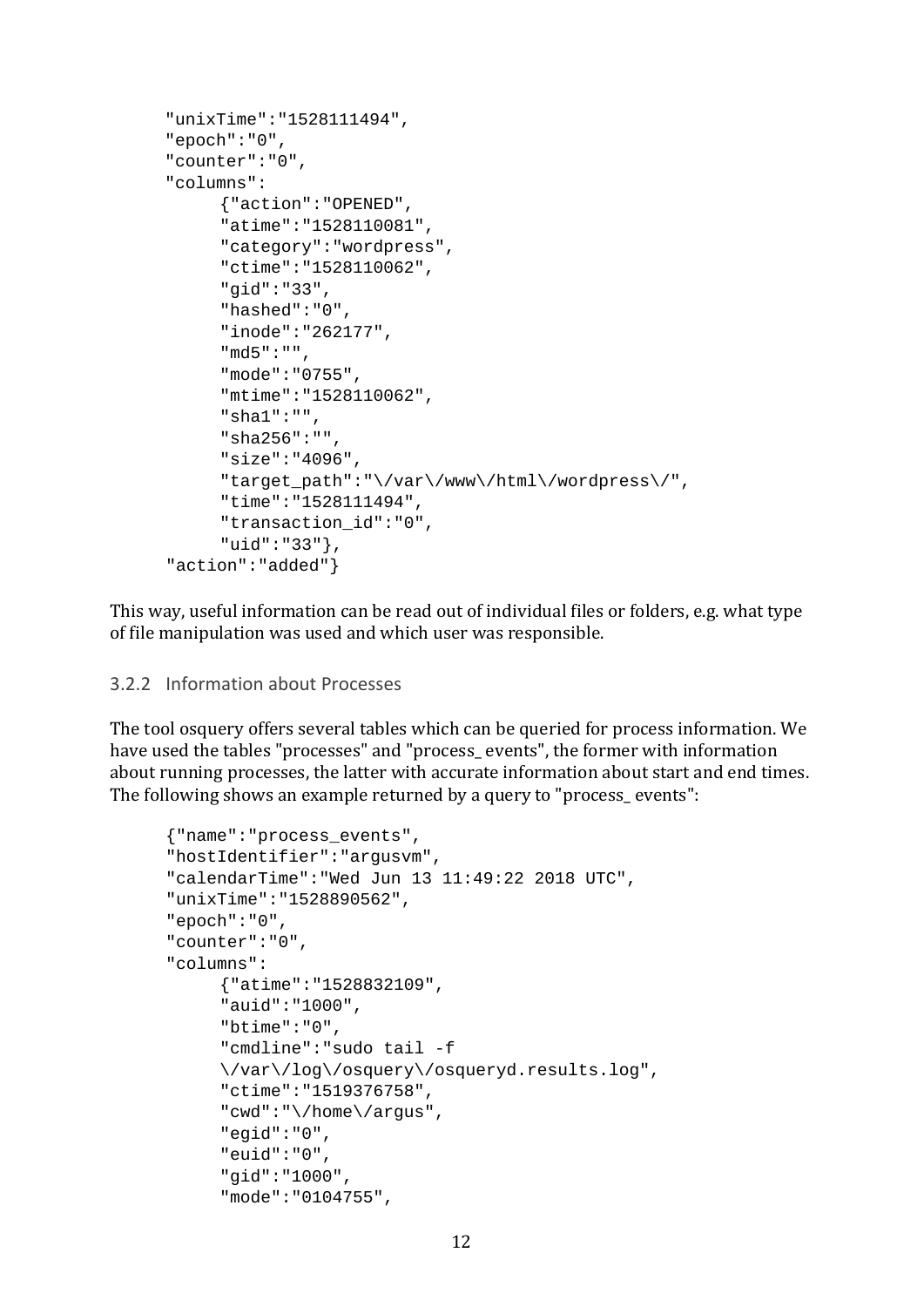```
"unixTime":"1528111494",
"epoch":"0",
"counter":"0",
"columns":
     {"action":"OPENED",
     "atime":"1528110081",
     "category":"wordpress",
     "ctime":"1528110062",
     "gid":"33",
     "hashed":"0",
     "inode":"262177",
     "md5":"",
     "mode":"0755",
     "mtime":"1528110062",
     "sha1":"",
     "sha256":"",
     "size":"4096",
     "target_path":"\/var\/www\/html\/wordpress\/",
     "time":"1528111494",
     "transaction_id":"0",
     "uid":"33"},
"action":"added"}
```

This way, useful information can be read out of individual files or folders, e.g. what type of file manipulation was used and which user was responsible.

### 3.2.2 Information about Processes

The tool osquery offers several tables which can be queried for process information. We have used the tables "processes" and "process_ events", the former with information about running processes, the latter with accurate information about start and end times. The following shows an example returned by a query to "process_ events":

```
{"name":"process_events",
"hostIdentifier":"argusvm",
"calendarTime":"Wed Jun 13 11:49:22 2018 UTC",
"unixTime":"1528890562",
"epoch":"0",
"counter":"0",
"columns":
     {"atime":"1528832109",
     "auid":"1000",
     "btime":"0",
     "cmdline":"sudo tail -f
     \/var\/log\/osquery\/osqueryd.results.log",
     "ctime":"1519376758",
     "cwd":"\/home\/argus",
     "egid":"0",
     "euid":"0",
     "gid":"1000",
     "mode":"0104755",
```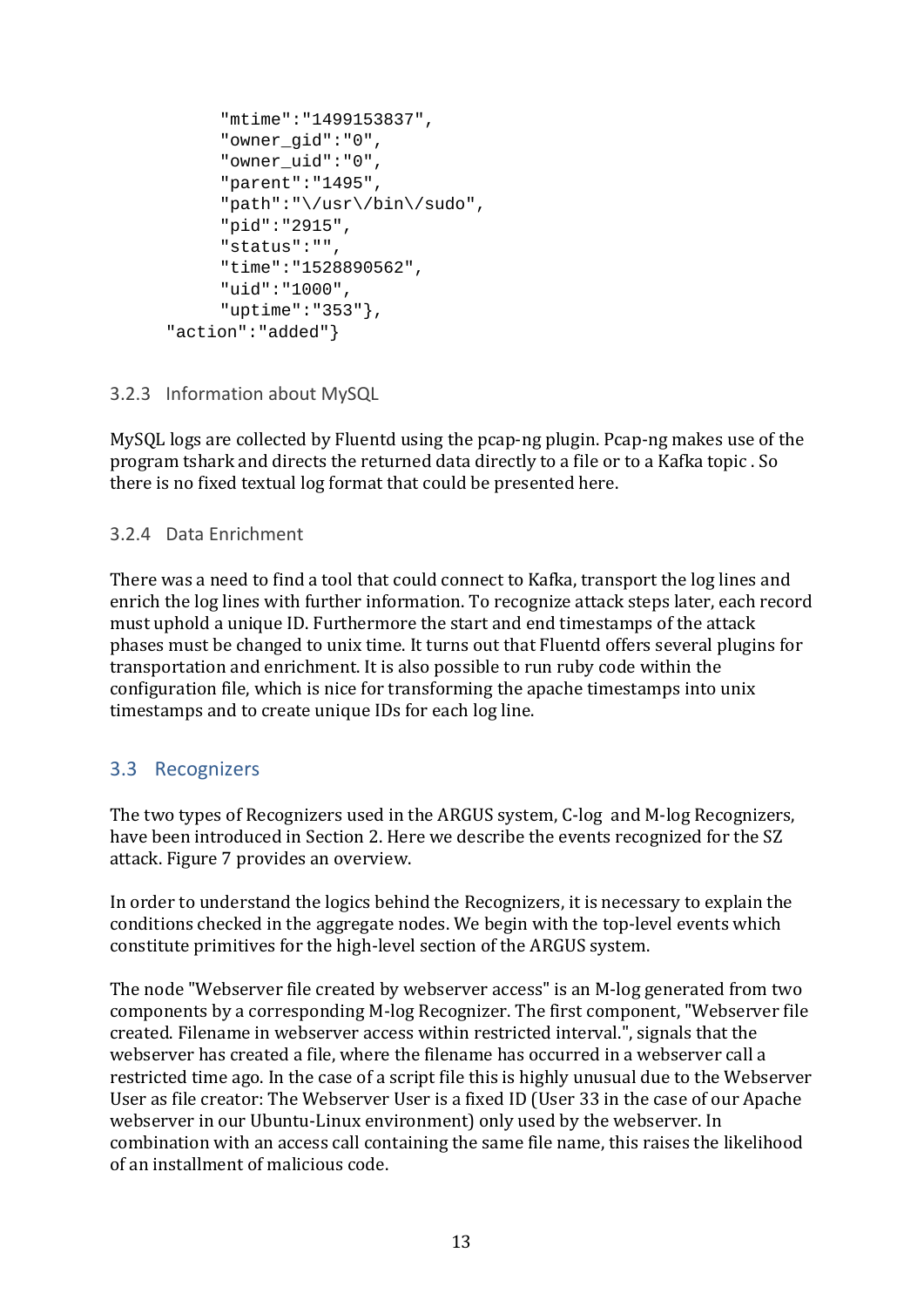```
        "mtime":"1499153837",
        "owner_gid":"0",
        "owner_uid":"0",
        "parent":"1495",
        "path":"\/usr\/bin\/sudo",
        "pid":"2915",
        "status":"",
        "time":"1528890562",
        "uid":"1000",
        "uptime":"353"},
    "action":"added"}
```

### 3.2.3 Information about MySQL

MySQL logs are collected by Fluentd using the pcap-ng plugin. Pcap-ng makes use of the program tshark and directs the returned data directly to a file or to a Kafka topic . So there is no fixed textual log format that could be presented here.

### 3.2.4 Data Enrichment

There was a need to find a tool that could connect to Kafka, transport the log lines and enrich the log lines with further information. To recognize attack steps later, each record must uphold a unique ID. Furthermore the start and end timestamps of the attack phases must be changed to unix time. It turns out that Fluentd offers several plugins for transportation and enrichment. It is also possible to run ruby code within the configuration file, which is nice for transforming the apache timestamps into unix timestamps and to create unique IDs for each log line.

## 3.3 Recognizers

The two types of Recognizers used in the ARGUS system, C-log and M-log Recognizers, have been introduced in Section 2. Here we describe the events recognized for the SZ attack. Figure 7 provides an overview.

In order to understand the logics behind the Recognizers, it is necessary to explain the conditions checked in the aggregate nodes. We begin with the top-level events which constitute primitives for the high-level section of the ARGUS system.

The node "Webserver file created by webserver access" is an M-log generated from two components by a corresponding M-log Recognizer. The first component, "Webserver file created. Filename in webserver access within restricted interval.", signals that the webserver has created a file, where the filename has occurred in a webserver call a restricted time ago. In the case of a script file this is highly unusual due to the Webserver User as file creator: The Webserver User is a fixed ID (User 33 in the case of our Apache webserver in our Ubuntu-Linux environment) only used by the webserver. In combination with an access call containing the same file name, this raises the likelihood of an installment of malicious code.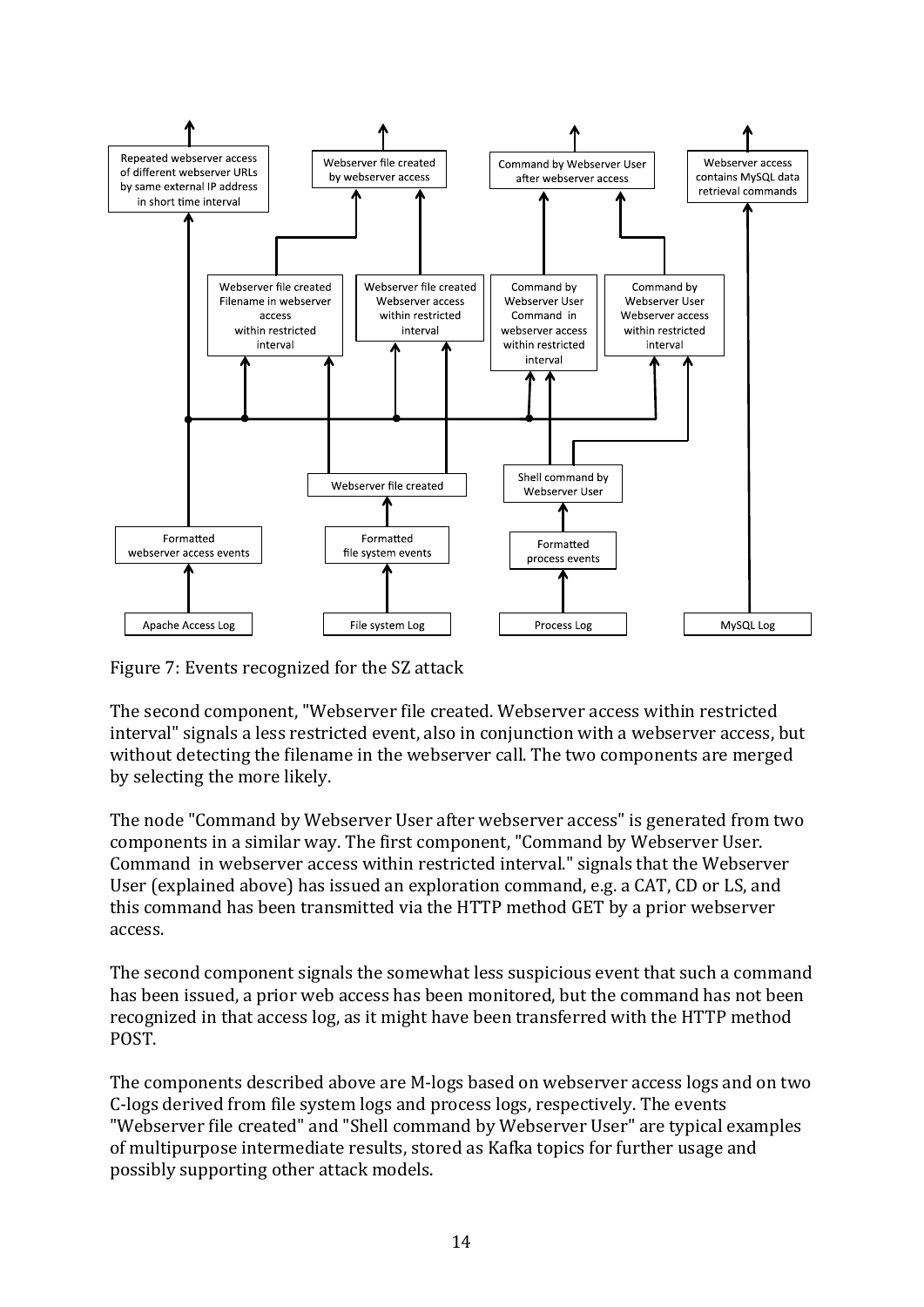Figure 7: Events recognized for the SZ attack

The second component, "Webserver file created. Webserver access within restricted interval" signals a less restricted event, also in conjunction with a webserver access, but without detecting the filename in the webserver call. The two components are merged by selecting the more likely.

The node "Command by Webserver User after webserver access" is generated from two components in a similar way. The first component, "Command by Webserver User. Command in webserver access within restricted interval." signals that the Webserver User (explained above) has issued an exploration command, e.g. a CAT, CD or LS, and this command has been transmitted via the HTTP method GET by a prior webserver access.

The second component signals the somewhat less suspicious event that such a command has been issued, a prior web access has been monitored, but the command has not been recognized in that access log, as it might have been transferred with the HTTP method POST.

The components described above are M-logs based on webserver access logs and on two C-logs derived from file system logs and process logs, respectively. The events "Webserver file created" and "Shell command by Webserver User" are typical examples of multipurpose intermediate results, stored as Kafka topics for further usage and possibly supporting other attack models.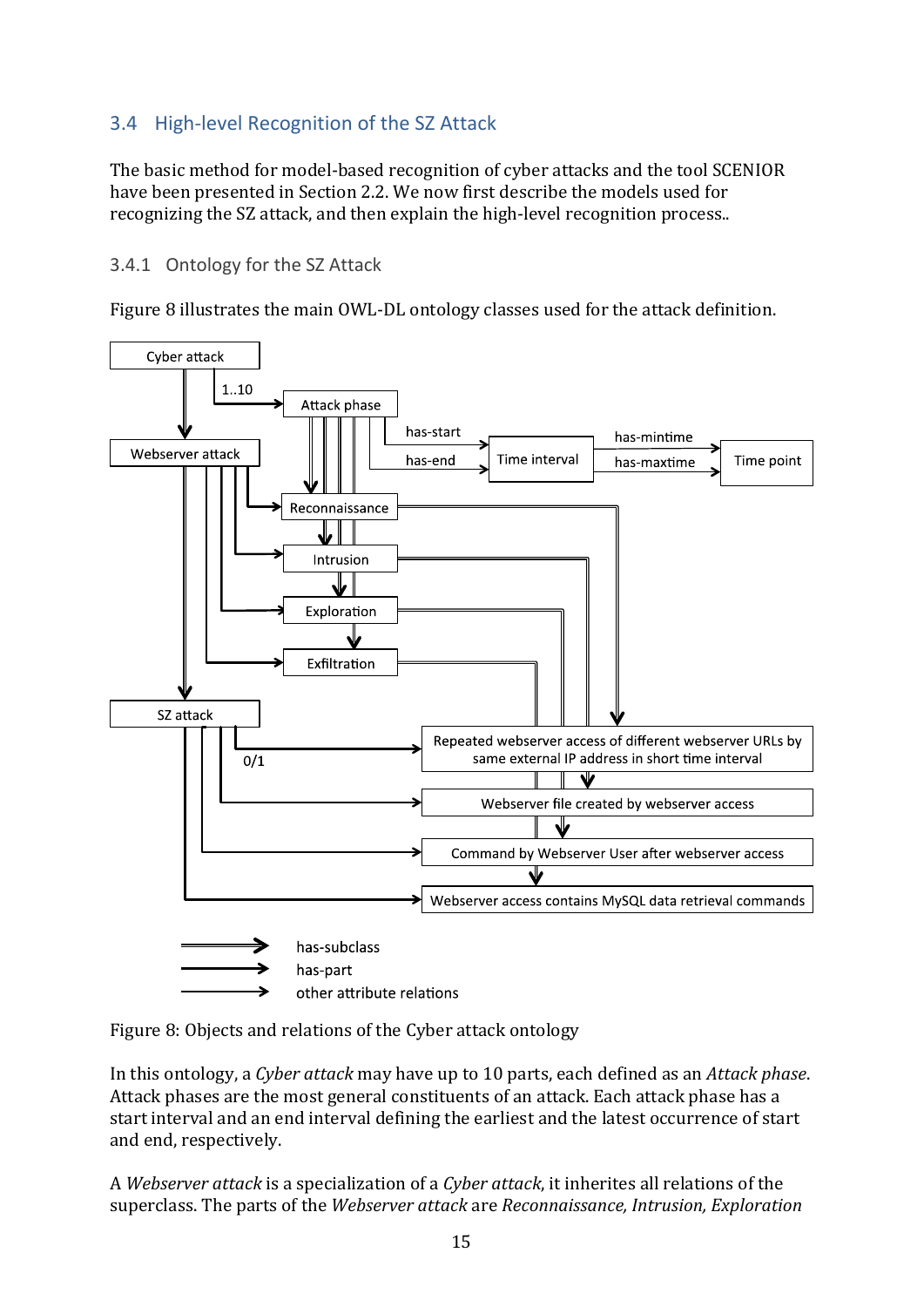## 3.4 High-level Recognition of the SZ Attack

The basic method for model-based recognition of cyber attacks and the tool SCENIOR have been presented in Section 2.2. We now first describe the models used for recognizing the SZ attack, and then explain the high-level recognition process..

### 3.4.1 Ontology for the SZ Attack

Figure 8 illustrates the main OWL-DL ontology classes used for the attack definition.

Figure 8: Objects and relations of the Cyber attack ontology

In this ontology, a *Cyber attack* may have up to 10 parts, each defined as an *Attack phase*. Attack phases are the most general constituents of an attack. Each attack phase has a start interval and an end interval defining the earliest and the latest occurrence of start and end, respectively.

A *Webserver attack* is a specialization of a *Cyber attack*, it inherites all relations of the superclass. The parts of the *Webserver attack* are *Reconnaissance, Intrusion, Exploration*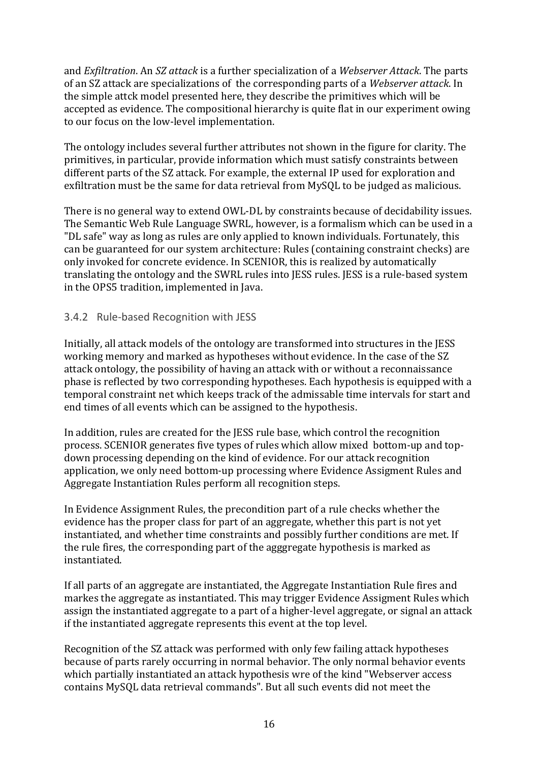and *Exfiltration*. An *SZ attack* is a further specialization of a *Webserver Attack*. The parts of an SZ attack are specializations of the corresponding parts of a *Webserver attack*. In the simple attck model presented here, they describe the primitives which will be accepted as evidence. The compositional hierarchy is quite flat in our experiment owing to our focus on the low-level implementation.

The ontology includes several further attributes not shown in the figure for clarity. The primitives, in particular, provide information which must satisfy constraints between different parts of the SZ attack. For example, the external IP used for exploration and exfiltration must be the same for data retrieval from MySQL to be judged as malicious.

There is no general way to extend OWL-DL by constraints because of decidability issues. The Semantic Web Rule Language SWRL, however, is a formalism which can be used in a "DL safe" way as long as rules are only applied to known individuals. Fortunately, this can be guaranteed for our system architecture: Rules (containing constraint checks) are only invoked for concrete evidence. In SCENIOR, this is realized by automatically translating the ontology and the SWRL rules into JESS rules. JESS is a rule-based system in the OPS5 tradition, implemented in Java.

### 3.4.2 Rule-based Recognition with JESS

Initially, all attack models of the ontology are transformed into structures in the JESS working memory and marked as hypotheses without evidence. In the case of the SZ attack ontology, the possibility of having an attack with or without a reconnaissance phase is reflected by two corresponding hypotheses. Each hypothesis is equipped with a temporal constraint net which keeps track of the admissable time intervals for start and end times of all events which can be assigned to the hypothesis.

In addition, rules are created for the JESS rule base, which control the recognition process. SCENIOR generates five types of rules which allow mixed bottom-up and top-down processing depending on the kind of evidence. For our attack recognition application, we only need bottom-up processing where Evidence Assigment Rules and Aggregate Instantiation Rules perform all recognition steps.

In Evidence Assignment Rules, the precondition part of a rule checks whether the evidence has the proper class for part of an aggregate, whether this part is not yet instantiated, and whether time constraints and possibly further conditions are met. If the rule fires, the corresponding part of the agggregate hypothesis is marked as instantiated.

If all parts of an aggregate are instantiated, the Aggregate Instantiation Rule fires and markes the aggregate as instantiated. This may trigger Evidence Assigment Rules which assign the instantiated aggregate to a part of a higher-level aggregate, or signal an attack if the instantiated aggregate represents this event at the top level.

Recognition of the SZ attack was performed with only few failing attack hypotheses because of parts rarely occurring in normal behavior. The only normal behavior events which partially instantiated an attack hypothesis wre of the kind "Webserver access contains MySQL data retrieval commands". But all such events did not meet the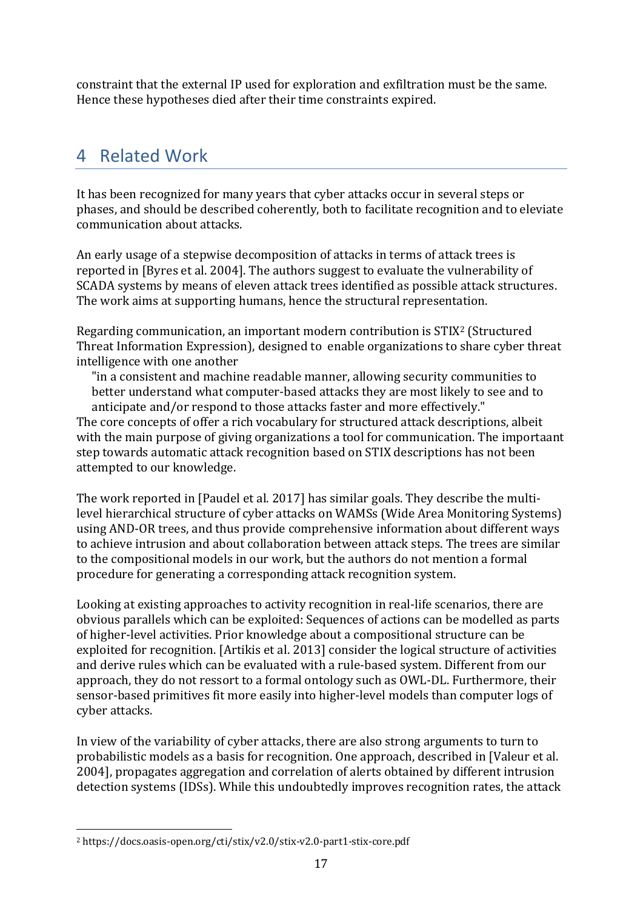constraint that the external IP used for exploration and exfiltration must be the same. Hence these hypotheses died after their time constraints expired.

# 4 Related Work

It has been recognized for many years that cyber attacks occur in several steps or phases, and should be described coherently, both to facilitate recognition and to eleviate communication about attacks.

An early usage of a stepwise decomposition of attacks in terms of attack trees is reported in [Byres et al. 2004]. The authors suggest to evaluate the vulnerability of SCADA systems by means of eleven attack trees identified as possible attack structures. The work aims at supporting humans, hence the structural representation.

Regarding communication, an important modern contribution is STIX[2] (Structured Threat Information Expression), designed to enable organizations to share cyber threat intelligence with one another

> "in a consistent and machine readable manner, allowing security communities to better understand what computer-based attacks they are most likely to see and to anticipate and/or respond to those attacks faster and more effectively."

The core concepts of offer a rich vocabulary for structured attack descriptions, albeit with the main purpose of giving organizations a tool for communication. The importaant step towards automatic attack recognition based on STIX descriptions has not been attempted to our knowledge.

The work reported in [Paudel et al. 2017] has similar goals. They describe the multi-level hierarchical structure of cyber attacks on WAMSs (Wide Area Monitoring Systems) using AND-OR trees, and thus provide comprehensive information about different ways to achieve intrusion and about collaboration between attack steps. The trees are similar to the compositional models in our work, but the authors do not mention a formal procedure for generating a corresponding attack recognition system.

Looking at existing approaches to activity recognition in real-life scenarios, there are obvious parallels which can be exploited: Sequences of actions can be modelled as parts of higher-level activities. Prior knowledge about a compositional structure can be exploited for recognition. [Artikis et al. 2013] consider the logical structure of activities and derive rules which can be evaluated with a rule-based system. Different from our approach, they do not ressort to a formal ontology such as OWL-DL. Furthermore, their sensor-based primitives fit more easily into higher-level models than computer logs of cyber attacks.

In view of the variability of cyber attacks, there are also strong arguments to turn to probabilistic models as a basis for recognition. One approach, described in [Valeur et al. 2004], propagates aggregation and correlation of alerts obtained by different intrusion detection systems (IDSs). While this undoubtedly improves recognition rates, the attack

[2] https://docs.oasis-open.org/cti/stix/v2.0/stix-v2.0-part1-stix-core.pdf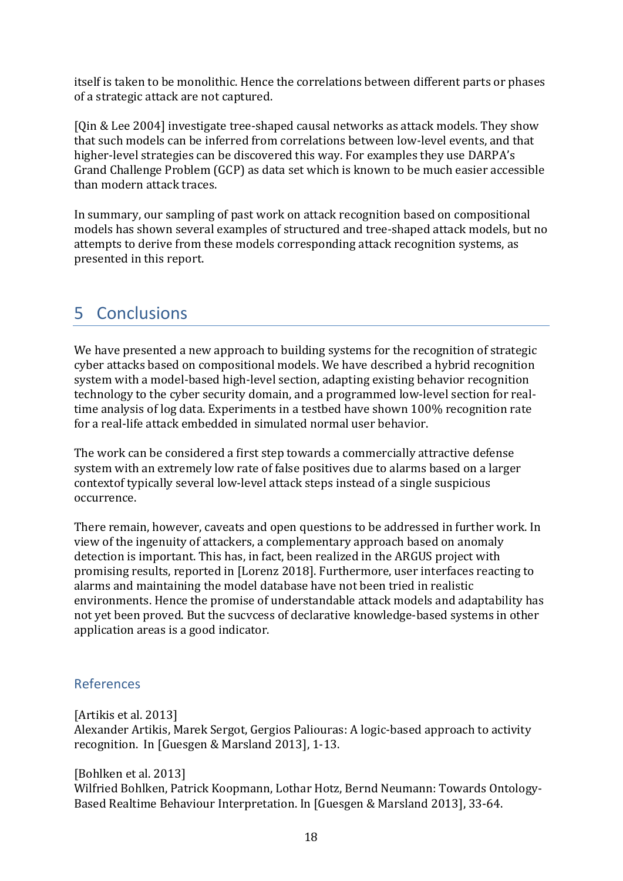itself is taken to be monolithic. Hence the correlations between different parts or phases of a strategic attack are not captured.

[Qin & Lee 2004] investigate tree-shaped causal networks as attack models. They show that such models can be inferred from correlations between low-level events, and that higher-level strategies can be discovered this way. For examples they use DARPA's Grand Challenge Problem (GCP) as data set which is known to be much easier accessible than modern attack traces.

In summary, our sampling of past work on attack recognition based on compositional models has shown several examples of structured and tree-shaped attack models, but no attempts to derive from these models corresponding attack recognition systems, as presented in this report.

# 5 Conclusions

We have presented a new approach to building systems for the recognition of strategic cyber attacks based on compositional models. We have described a hybrid recognition system with a model-based high-level section, adapting existing behavior recognition technology to the cyber security domain, and a programmed low-level section for real-time analysis of log data. Experiments in a testbed have shown 100% recognition rate for a real-life attack embedded in simulated normal user behavior.

The work can be considered a first step towards a commercially attractive defense system with an extremely low rate of false positives due to alarms based on a larger contextof typically several low-level attack steps instead of a single suspicious occurrence.

There remain, however, caveats and open questions to be addressed in further work. In view of the ingenuity of attackers, a complementary approach based on anomaly detection is important. This has, in fact, been realized in the ARGUS project with promising results, reported in [Lorenz 2018]. Furthermore, user interfaces reacting to alarms and maintaining the model database have not been tried in realistic environments. Hence the promise of understandable attack models and adaptability has not yet been proved. But the sucvcess of declarative knowledge-based systems in other application areas is a good indicator.

## References

[Artikis et al. 2013]
Alexander Artikis, Marek Sergot, Gergios Paliouras: A logic-based approach to activity recognition. In [Guesgen & Marsland 2013], 1-13.

[Bohlken et al. 2013]
Wilfried Bohlken, Patrick Koopmann, Lothar Hotz, Bernd Neumann: Towards Ontology-Based Realtime Behaviour Interpretation. In [Guesgen & Marsland 2013], 33-64.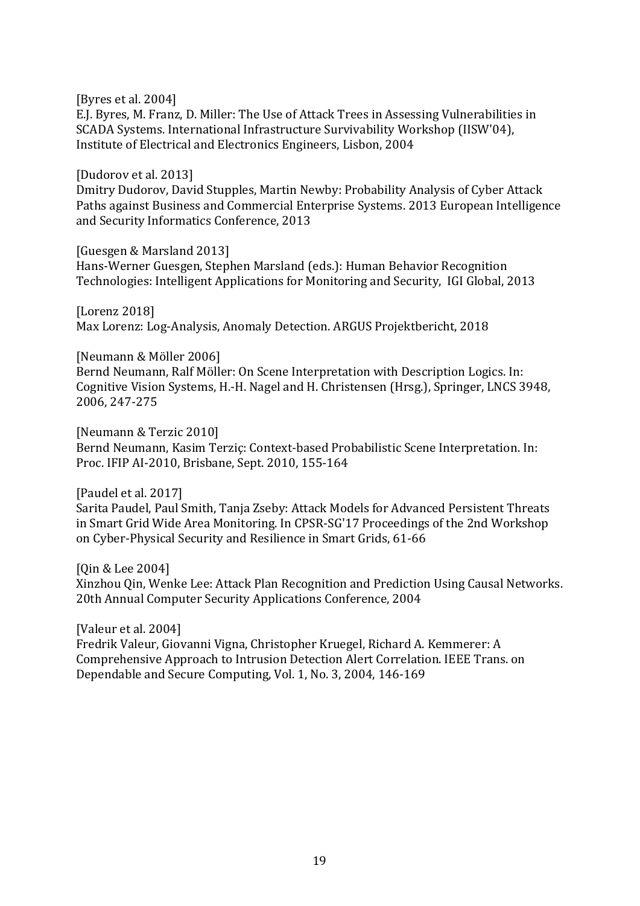[Byres et al. 2004]
E.J. Byres, M. Franz, D. Miller: The Use of Attack Trees in Assessing Vulnerabilities in SCADA Systems. International Infrastructure Survivability Workshop (IISW'04), Institute of Electrical and Electronics Engineers, Lisbon, 2004

[Dudorov et al. 2013]
Dmitry Dudorov, David Stupples, Martin Newby: Probability Analysis of Cyber Attack Paths against Business and Commercial Enterprise Systems. 2013 European Intelligence and Security Informatics Conference, 2013

[Guesgen & Marsland 2013]
Hans-Werner Guesgen, Stephen Marsland (eds.): Human Behavior Recognition Technologies: Intelligent Applications for Monitoring and Security, IGI Global, 2013

[Lorenz 2018]
Max Lorenz: Log-Analysis, Anomaly Detection. ARGUS Projektbericht, 2018

[Neumann & Möller 2006]
Bernd Neumann, Ralf Möller: On Scene Interpretation with Description Logics. In: Cognitive Vision Systems, H.-H. Nagel and H. Christensen (Hrsg.), Springer, LNCS 3948, 2006, 247-275

[Neumann & Terzic 2010]
Bernd Neumann, Kasim Terziç: Context-based Probabilistic Scene Interpretation. In: Proc. IFIP AI-2010, Brisbane, Sept. 2010, 155-164

[Paudel et al. 2017]
Sarita Paudel, Paul Smith, Tanja Zseby: Attack Models for Advanced Persistent Threats in Smart Grid Wide Area Monitoring. In CPSR-SG'17 Proceedings of the 2nd Workshop on Cyber-Physical Security and Resilience in Smart Grids, 61-66

[Qin & Lee 2004]
Xinzhou Qin, Wenke Lee: Attack Plan Recognition and Prediction Using Causal Networks. 20th Annual Computer Security Applications Conference, 2004

[Valeur et al. 2004]
Fredrik Valeur, Giovanni Vigna, Christopher Kruegel, Richard A. Kemmerer: A Comprehensive Approach to Intrusion Detection Alert Correlation. IEEE Trans. on Dependable and Secure Computing, Vol. 1, No. 3, 2004, 146-169